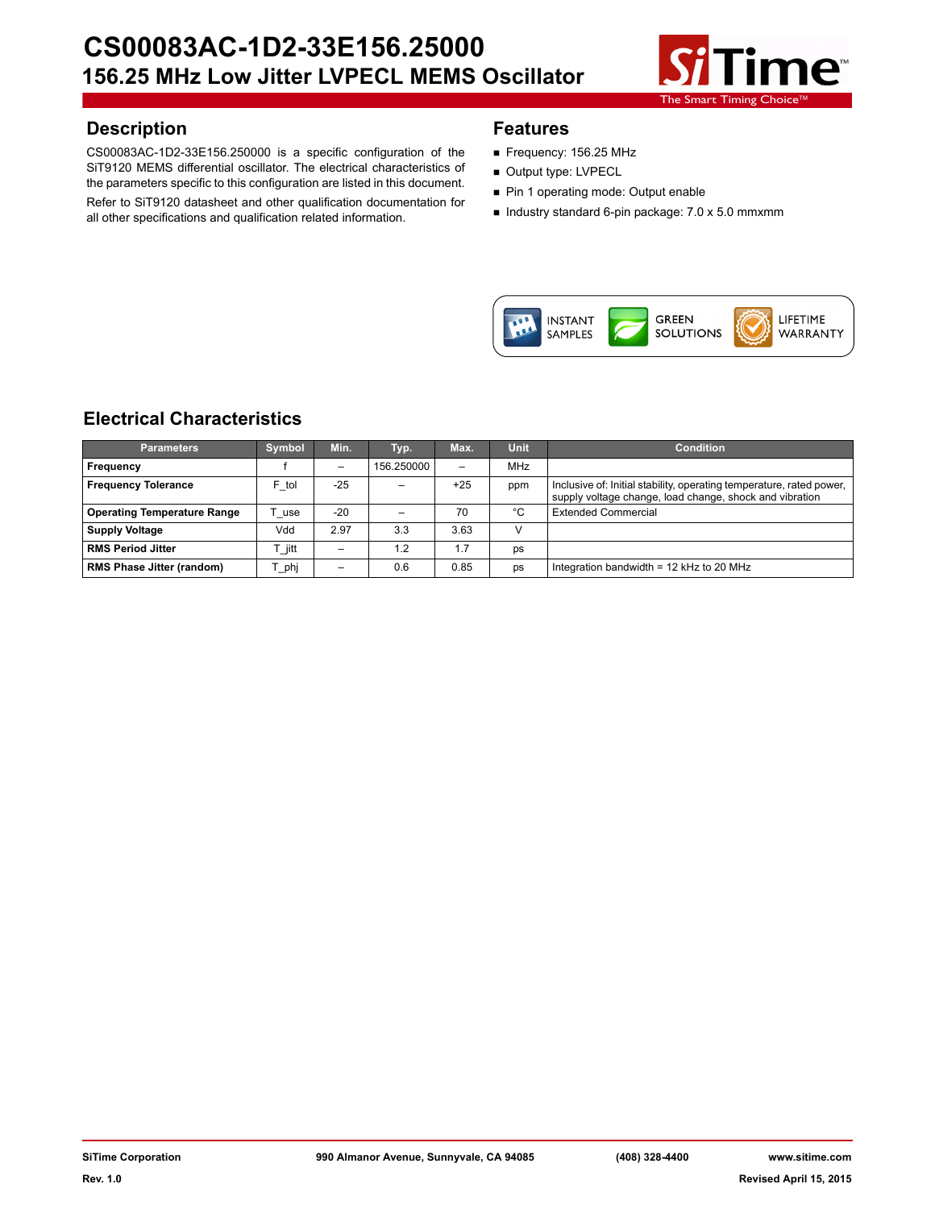# CS00083AC-1D2-33E156.25000

## 156.25 MHz Low Jitter LVPECL MEMS Oscillator

## Description

CS00083AC-1D2-33E156.250000 is a specific configuration of the SiT9120 MEMS differential oscillator. The electrical characteristics of the parameters specific to this configuration are listed in this document.

Refer to SiT9120 datasheet and other qualification documentation for all other specifications and qualification related information.

## Features

- Frequency: 156.25 MHz
- Output type: LVPECL
- Pin 1 operating mode: Output enable
- Industry standard 6-pin package: 7.0 x 5.0 mmxmm

INSTANT SAMPLES   GREEN SOLUTIONS   LIFETIME WARRANTY

## Electrical Characteristics

| Parameters | Symbol | Min. | Typ. | Max. | Unit | Condition |
|---|---|---|---|---|---|---|
| **Frequency** | f | – | 156.250000 | – | MHz | |
| **Frequency Tolerance** | F_tol | -25 | – | +25 | ppm | Inclusive of: Initial stability, operating temperature, rated power, supply voltage change, load change, shock and vibration |
| **Operating Temperature Range** | T_use | -20 | – | 70 | °C | Extended Commercial |
| **Supply Voltage** | Vdd | 2.97 | 3.3 | 3.63 | V | |
| **RMS Period Jitter** | T_jitt | – | 1.2 | 1.7 | ps | |
| **RMS Phase Jitter (random)** | T_phj | – | 0.6 | 0.85 | ps | Integration bandwidth = 12 kHz to 20 MHz |

**SiTime Corporation** **990 Almanor Avenue, Sunnyvale, CA 94085** **(408) 328-4400** **www.sitime.com**

**Rev. 1.0** **Revised April 15, 2015**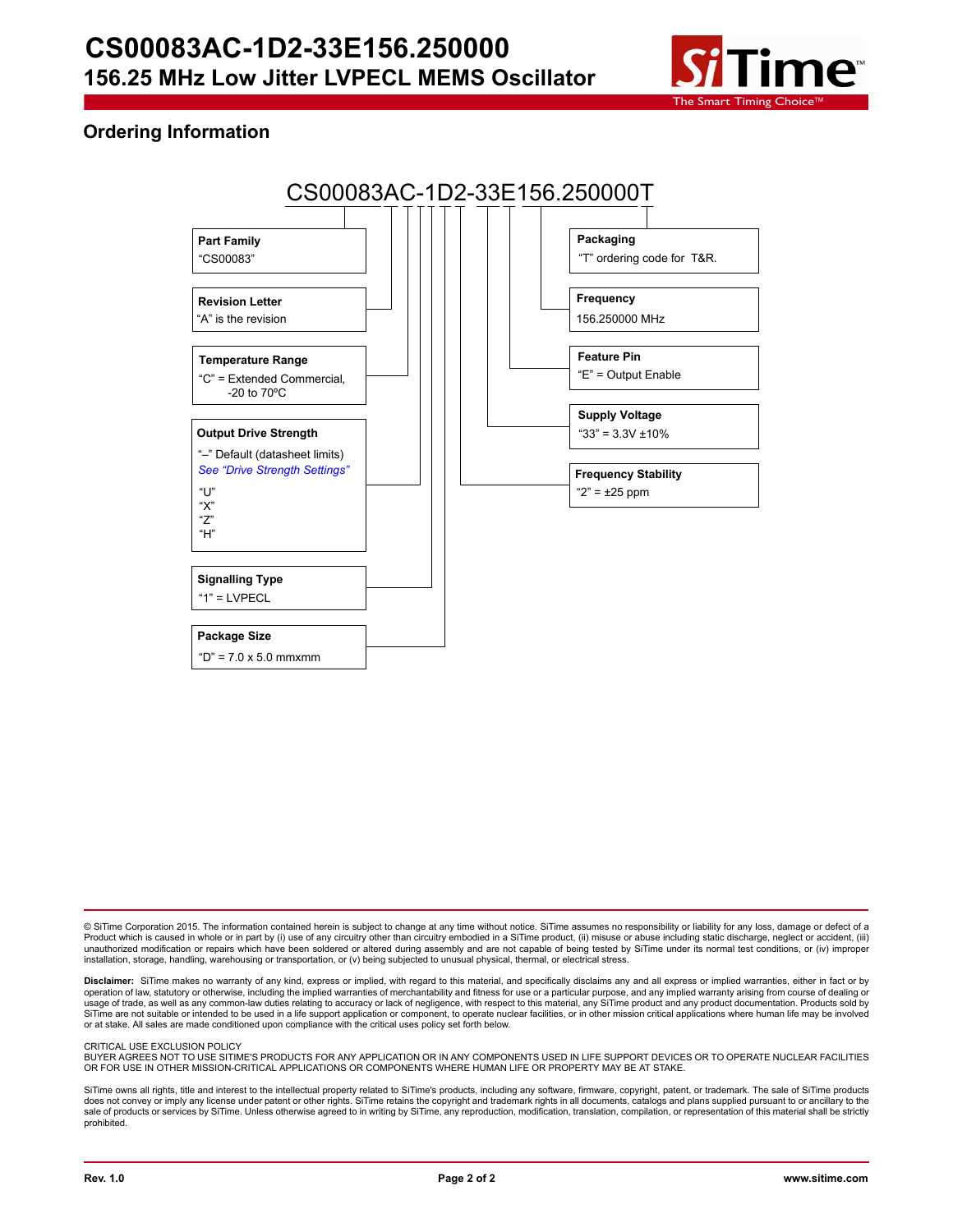# CS00083AC-1D2-33E156.250000

## 156.25 MHz Low Jitter LVPECL MEMS Oscillator

## Ordering Information

CS00083AC-1D2-33E156.250000T

**Part Family**
"CS00083"

**Revision Letter**
"A" is the revision

**Temperature Range**
"C" = Extended Commercial, -20 to 70ºC

**Output Drive Strength**
"–" Default (datasheet limits)
*See "Drive Strength Settings"*
"U"
"X"
"Z"
"H"

**Signalling Type**
"1" = LVPECL

**Package Size**
"D" = 7.0 x 5.0 mmxmm

**Packaging**
"T" ordering code for T&R.

**Frequency**
156.250000 MHz

**Feature Pin**
"E" = Output Enable

**Supply Voltage**
"33" = 3.3V ±10%

**Frequency Stability**
"2" = ±25 ppm

---

© SiTime Corporation 2015. The information contained herein is subject to change at any time without notice. SiTime assumes no responsibility or liability for any loss, damage or defect of a Product which is caused in whole or in part by (i) use of any circuitry other than circuitry embodied in a SiTime product, (ii) misuse or abuse including static discharge, neglect or accident, (iii) unauthorized modification or repairs which have been soldered or altered during assembly and are not capable of being tested by SiTime under its normal test conditions, or (iv) improper installation, storage, handling, warehousing or transportation, or (v) being subjected to unusual physical, thermal, or electrical stress.

**Disclaimer:** SiTime makes no warranty of any kind, express or implied, with regard to this material, and specifically disclaims any and all express or implied warranties, either in fact or by operation of law, statutory or otherwise, including the implied warranties of merchantability and fitness for use or a particular purpose, and any implied warranty arising from course of dealing or usage of trade, as well as any common-law duties relating to accuracy or lack of negligence, with respect to this material, any SiTime product and any product documentation. Products sold by SiTime are not suitable or intended to be used in a life support application or component, to operate nuclear facilities, or in other mission critical applications where human life may be involved or at stake. All sales are made conditioned upon compliance with the critical uses policy set forth below.

CRITICAL USE EXCLUSION POLICY
BUYER AGREES NOT TO USE SITIME'S PRODUCTS FOR ANY APPLICATION OR IN ANY COMPONENTS USED IN LIFE SUPPORT DEVICES OR TO OPERATE NUCLEAR FACILITIES OR FOR USE IN OTHER MISSION-CRITICAL APPLICATIONS OR COMPONENTS WHERE HUMAN LIFE OR PROPERTY MAY BE AT STAKE.

SiTime owns all rights, title and interest to the intellectual property related to SiTime's products, including any software, firmware, copyright, patent, or trademark. The sale of SiTime products does not convey or imply any license under patent or other rights. SiTime retains the copyright and trademark rights in all documents, catalogs and plans supplied pursuant to or ancillary to the sale of products or services by SiTime. Unless otherwise agreed to in writing by SiTime, any reproduction, modification, translation, compilation, or representation of this material shall be strictly prohibited.